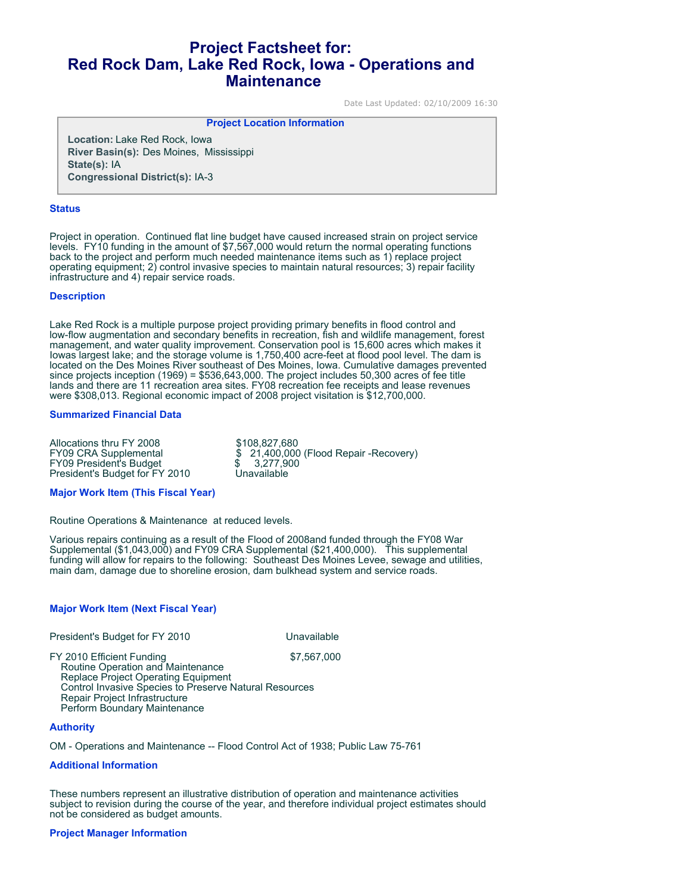# Project Factsheet for: Red Rock Dam, Lake Red Rock, Iowa - Operations and Maintenance

Date Last Updated: 02/10/2009 16:30

**Project Location Information**

**Location:** Lake Red Rock, Iowa
**River Basin(s):** Des Moines, Mississippi
**State(s):** IA
**Congressional District(s):** IA-3

## Status

Project in operation. Continued flat line budget have caused increased strain on project service levels. FY10 funding in the amount of $7,567,000 would return the normal operating functions back to the project and perform much needed maintenance items such as 1) replace project operating equipment; 2) control invasive species to maintain natural resources; 3) repair facility infrastructure and 4) repair service roads.

## Description

Lake Red Rock is a multiple purpose project providing primary benefits in flood control and low-flow augmentation and secondary benefits in recreation, fish and wildlife management, forest management, and water quality improvement. Conservation pool is 15,600 acres which makes it Iowas largest lake; and the storage volume is 1,750,400 acre-feet at flood pool level. The dam is located on the Des Moines River southeast of Des Moines, Iowa. Cumulative damages prevented since projects inception (1969) = $536,643,000. The project includes 50,300 acres of fee title lands and there are 11 recreation area sites. FY08 recreation fee receipts and lease revenues were $308,013. Regional economic impact of 2008 project visitation is $12,700,000.

## Summarized Financial Data

| | |
|---|---|
| Allocations thru FY 2008 | $108,827,680 |
| FY09 CRA Supplemental | $ 21,400,000 (Flood Repair -Recovery) |
| FY09 President's Budget | $ 3,277,900 |
| President's Budget for FY 2010 | Unavailable |

## Major Work Item (This Fiscal Year)

Routine Operations & Maintenance at reduced levels.

Various repairs continuing as a result of the Flood of 2008and funded through the FY08 War Supplemental ($1,043,000) and FY09 CRA Supplemental ($21,400,000). This supplemental funding will allow for repairs to the following: Southeast Des Moines Levee, sewage and utilities, main dam, damage due to shoreline erosion, dam bulkhead system and service roads.

## Major Work Item (Next Fiscal Year)

| | |
|---|---|
| President's Budget for FY 2010 | Unavailable |
| FY 2010 Efficient Funding | $7,567,000 |

- Routine Operation and Maintenance
- Replace Project Operating Equipment
- Control Invasive Species to Preserve Natural Resources
- Repair Project Infrastructure
- Perform Boundary Maintenance

## Authority

OM - Operations and Maintenance -- Flood Control Act of 1938; Public Law 75-761

## Additional Information

These numbers represent an illustrative distribution of operation and maintenance activities subject to revision during the course of the year, and therefore individual project estimates should not be considered as budget amounts.

## Project Manager Information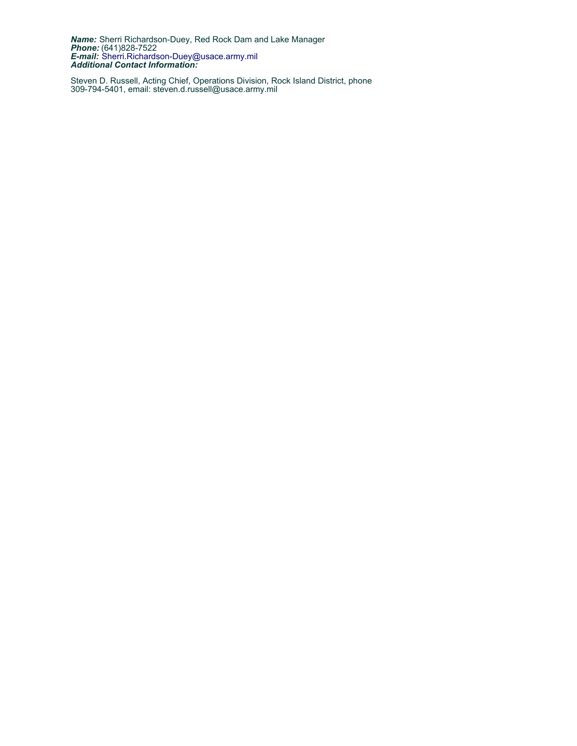***Name:*** Sherri Richardson-Duey, Red Rock Dam and Lake Manager
***Phone:*** (641)828-7522
***E-mail:*** Sherri.Richardson-Duey@usace.army.mil
***Additional Contact Information:***

Steven D. Russell, Acting Chief, Operations Division, Rock Island District, phone 309-794-5401, email: steven.d.russell@usace.army.mil